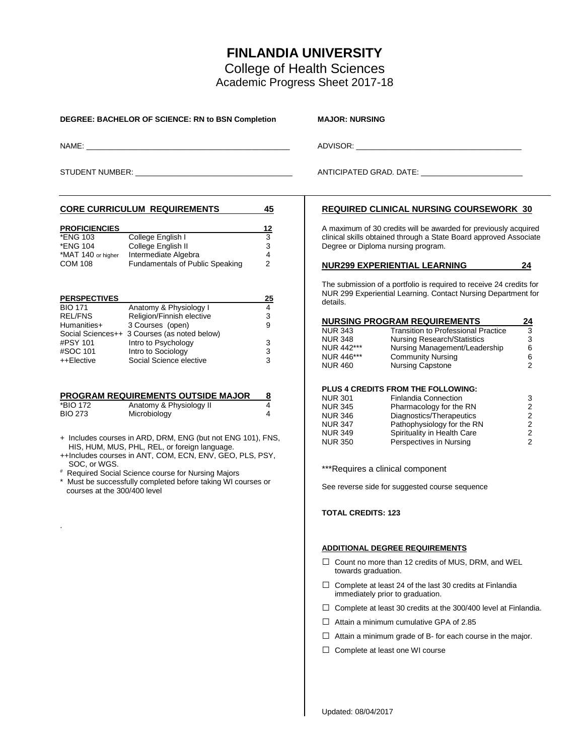# FINLANDIA UNIVERSITY

## College of Health Sciences

## Academic Progress Sheet 2017-18

**DEGREE: BACHELOR OF SCIENCE: RN to BSN Completion**

**MAJOR: NURSING**

NAME: ______________________________

ADVISOR: ______________________________

STUDENT NUMBER: ______________________________

ANTICIPATED GRAD. DATE: ______________________________

### CORE CURRICULUM REQUIREMENTS — 45

**PROFICIENCIES — 12**

| Course | Title | Credits |
|---|---|---|
| *ENG 103 | College English I | 3 |
| *ENG 104 | College English II | 3 |
| *MAT 140 or higher | Intermediate Algebra | 4 |
| COM 108 | Fundamentals of Public Speaking | 2 |

**PERSPECTIVES — 25**

| Course | Title | Credits |
|---|---|---|
| BIO 171 | Anatomy & Physiology I | 4 |
| REL/FNS | Religion/Finnish elective | 3 |
| Humanities+ | 3 Courses (open) | 9 |
| Social Sciences++ | 3 Courses (as noted below) | |
| #PSY 101 | Intro to Psychology | 3 |
| #SOC 101 | Intro to Sociology | 3 |
| ++Elective | Social Science elective | 3 |

### PROGRAM REQUIREMENTS OUTSIDE MAJOR — 8

| Course | Title | Credits |
|---|---|---|
| *BIO 172 | Anatomy & Physiology II | 4 |
| BIO 273 | Microbiology | 4 |

+ Includes courses in ARD, DRM, ENG (but not ENG 101), FNS, HIS, HUM, MUS, PHL, REL, or foreign language.

++Includes courses in ANT, COM, ECN, ENV, GEO, PLS, PSY, SOC, or WGS.

# Required Social Science course for Nursing Majors

* Must be successfully completed before taking WI courses or courses at the 300/400 level

### REQUIRED CLINICAL NURSING COURSEWORK 30

A maximum of 30 credits will be awarded for previously acquired clinical skills obtained through a State Board approved Associate Degree or Diploma nursing program.

### NUR299 EXPERIENTIAL LEARNING — 24

The submission of a portfolio is required to receive 24 credits for NUR 299 Experiential Learning. Contact Nursing Department for details.

### NURSING PROGRAM REQUIREMENTS — 24

| Course | Title | Credits |
|---|---|---|
| NUR 343 | Transition to Professional Practice | 3 |
| NUR 348 | Nursing Research/Statistics | 3 |
| NUR 442*** | Nursing Management/Leadership | 6 |
| NUR 446*** | Community Nursing | 6 |
| NUR 460 | Nursing Capstone | 2 |

**PLUS 4 CREDITS FROM THE FOLLOWING:**

| Course | Title | Credits |
|---|---|---|
| NUR 301 | Finlandia Connection | 3 |
| NUR 345 | Pharmacology for the RN | 2 |
| NUR 346 | Diagnostics/Therapeutics | 2 |
| NUR 347 | Pathophysiology for the RN | 2 |
| NUR 349 | Spirituality in Health Care | 2 |
| NUR 350 | Perspectives in Nursing | 2 |

***Requires a clinical component

See reverse side for suggested course sequence

**TOTAL CREDITS: 123**

### ADDITIONAL DEGREE REQUIREMENTS

- ☐ Count no more than 12 credits of MUS, DRM, and WEL towards graduation.
- ☐ Complete at least 24 of the last 30 credits at Finlandia immediately prior to graduation.
- ☐ Complete at least 30 credits at the 300/400 level at Finlandia.
- ☐ Attain a minimum cumulative GPA of 2.85
- ☐ Attain a minimum grade of B- for each course in the major.
- ☐ Complete at least one WI course

Updated: 08/04/2017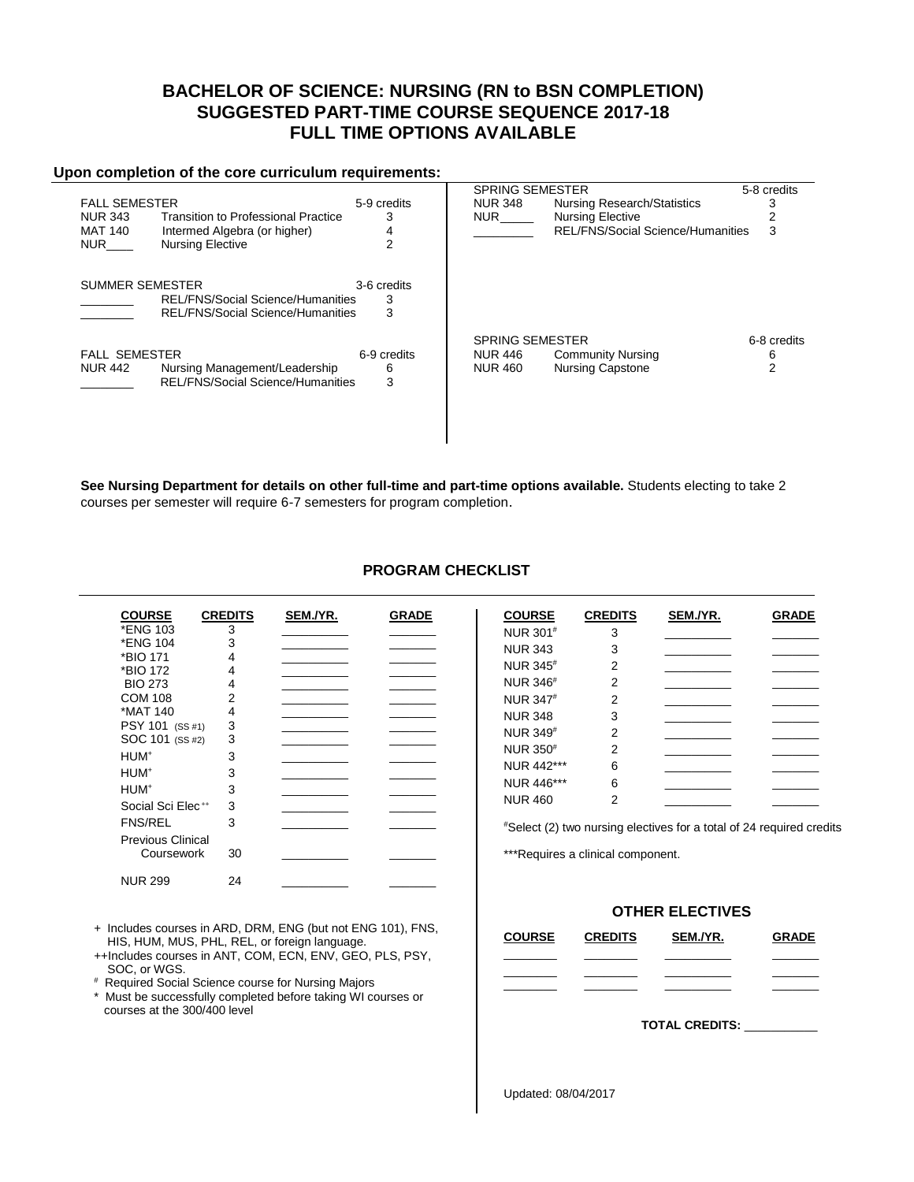# BACHELOR OF SCIENCE: NURSING (RN to BSN COMPLETION)
## SUGGESTED PART-TIME COURSE SEQUENCE 2017-18
## FULL TIME OPTIONS AVAILABLE

**Upon completion of the core curriculum requirements:**

| | | |
|---|---|---|
| **FALL SEMESTER** | | 5-9 credits |
| NUR 343 | Transition to Professional Practice | 3 |
| MAT 140 | Intermed Algebra (or higher) | 4 |
| NUR____ | Nursing Elective | 2 |

| | | |
|---|---|---|
| **SPRING SEMESTER** | | 5-8 credits |
| NUR 348 | Nursing Research/Statistics | 3 |
| NUR_____ | Nursing Elective | 2 |
| ________ | REL/FNS/Social Science/Humanities | 3 |

| | | |
|---|---|---|
| **SUMMER SEMESTER** | | 3-6 credits |
| ________ | REL/FNS/Social Science/Humanities | 3 |
| ________ | REL/FNS/Social Science/Humanities | 3 |

| | | |
|---|---|---|
| **FALL SEMESTER** | | 6-9 credits |
| NUR 442 | Nursing Management/Leadership | 6 |
| ________ | REL/FNS/Social Science/Humanities | 3 |

| | | |
|---|---|---|
| **SPRING SEMESTER** | | 6-8 credits |
| NUR 446 | Community Nursing | 6 |
| NUR 460 | Nursing Capstone | 2 |

**See Nursing Department for details on other full-time and part-time options available.** Students electing to take 2 courses per semester will require 6-7 semesters for program completion.

## PROGRAM CHECKLIST

| COURSE | CREDITS | SEM./YR. | GRADE |
|---|---|---|---|
| *ENG 103 | 3 | | |
| *ENG 104 | 3 | | |
| *BIO 171 | 4 | | |
| *BIO 172 | 4 | | |
| BIO 273 | 4 | | |
| COM 108 | 2 | | |
| *MAT 140 | 4 | | |
| PSY 101 (SS #1) | 3 | | |
| SOC 101 (SS #2) | 3 | | |
| HUM+ | 3 | | |
| HUM+ | 3 | | |
| HUM+ | 3 | | |
| Social Sci Elec++ | 3 | | |
| FNS/REL | 3 | | |
| Previous Clinical Coursework | 30 | | |
| NUR 299 | 24 | | |

+ Includes courses in ARD, DRM, ENG (but not ENG 101), FNS, HIS, HUM, MUS, PHL, REL, or foreign language.
++Includes courses in ANT, COM, ECN, ENV, GEO, PLS, PSY, SOC, or WGS.
# Required Social Science course for Nursing Majors
* Must be successfully completed before taking WI courses or courses at the 300/400 level

| COURSE | CREDITS | SEM./YR. | GRADE |
|---|---|---|---|
| NUR 301# | 3 | | |
| NUR 343 | 3 | | |
| NUR 345# | 2 | | |
| NUR 346# | 2 | | |
| NUR 347# | 2 | | |
| NUR 348 | 3 | | |
| NUR 349# | 2 | | |
| NUR 350# | 2 | | |
| NUR 442*** | 6 | | |
| NUR 446*** | 6 | | |
| NUR 460 | 2 | | |

#Select (2) two nursing electives for a total of 24 required credits

***Requires a clinical component.

### OTHER ELECTIVES

| COURSE | CREDITS | SEM./YR. | GRADE |
|---|---|---|---|
| | | | |
| | | | |

**TOTAL CREDITS:** ___________

Updated: 08/04/2017